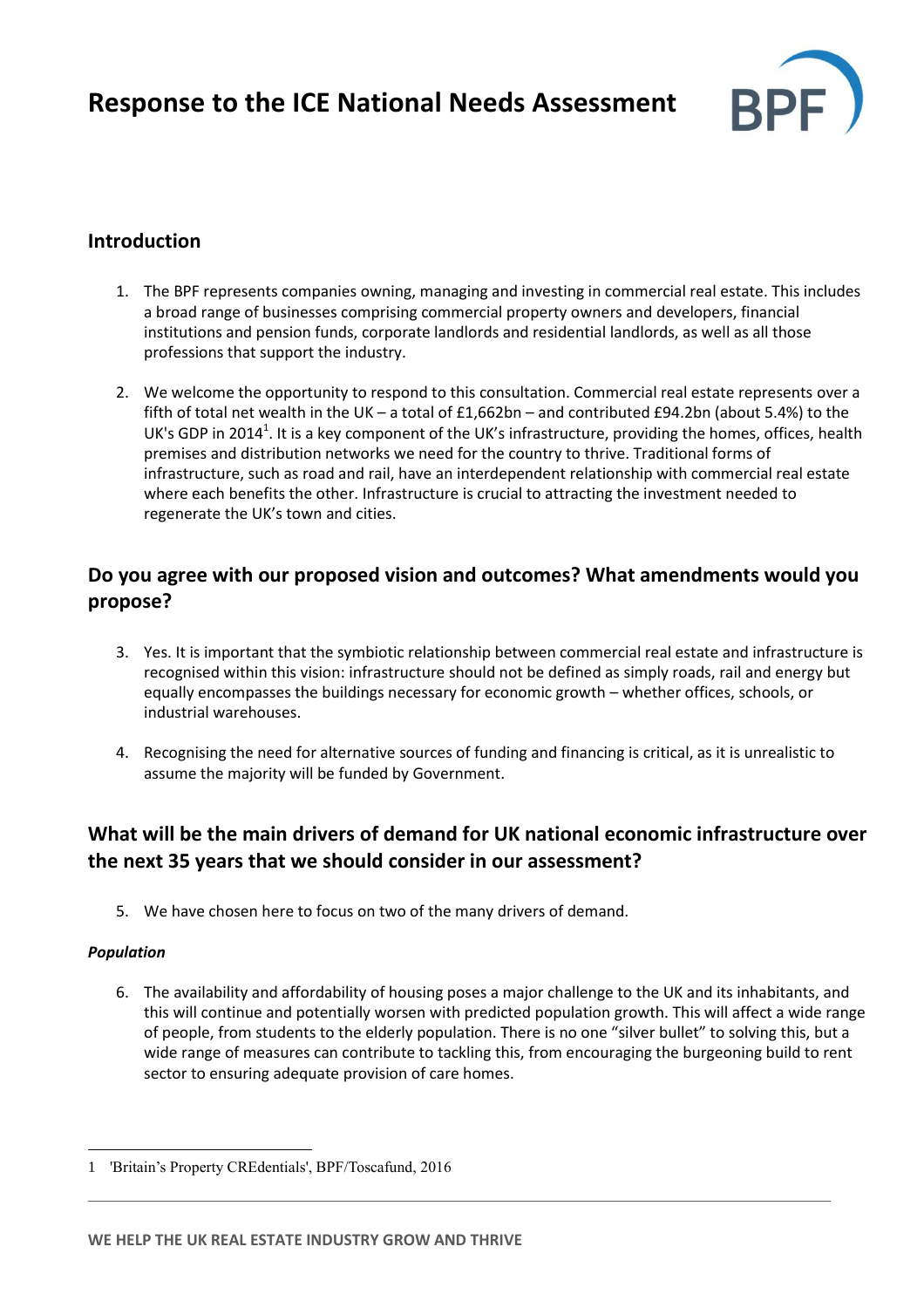# Response to the ICE National Needs Assessment

## Introduction

1. The BPF represents companies owning, managing and investing in commercial real estate. This includes a broad range of businesses comprising commercial property owners and developers, financial institutions and pension funds, corporate landlords and residential landlords, as well as all those professions that support the industry.

2. We welcome the opportunity to respond to this consultation. Commercial real estate represents over a fifth of total net wealth in the UK – a total of £1,662bn – and contributed £94.2bn (about 5.4%) to the UK's GDP in 2014[1]. It is a key component of the UK's infrastructure, providing the homes, offices, health premises and distribution networks we need for the country to thrive. Traditional forms of infrastructure, such as road and rail, have an interdependent relationship with commercial real estate where each benefits the other. Infrastructure is crucial to attracting the investment needed to regenerate the UK's town and cities.

## Do you agree with our proposed vision and outcomes? What amendments would you propose?

3. Yes. It is important that the symbiotic relationship between commercial real estate and infrastructure is recognised within this vision: infrastructure should not be defined as simply roads, rail and energy but equally encompasses the buildings necessary for economic growth – whether offices, schools, or industrial warehouses.

4. Recognising the need for alternative sources of funding and financing is critical, as it is unrealistic to assume the majority will be funded by Government.

## What will be the main drivers of demand for UK national economic infrastructure over the next 35 years that we should consider in our assessment?

5. We have chosen here to focus on two of the many drivers of demand.

### *Population*

6. The availability and affordability of housing poses a major challenge to the UK and its inhabitants, and this will continue and potentially worsen with predicted population growth. This will affect a wide range of people, from students to the elderly population. There is no one "silver bullet" to solving this, but a wide range of measures can contribute to tackling this, from encouraging the burgeoning build to rent sector to ensuring adequate provision of care homes.

---

1 'Britain's Property CREdentials', BPF/Toscafund, 2016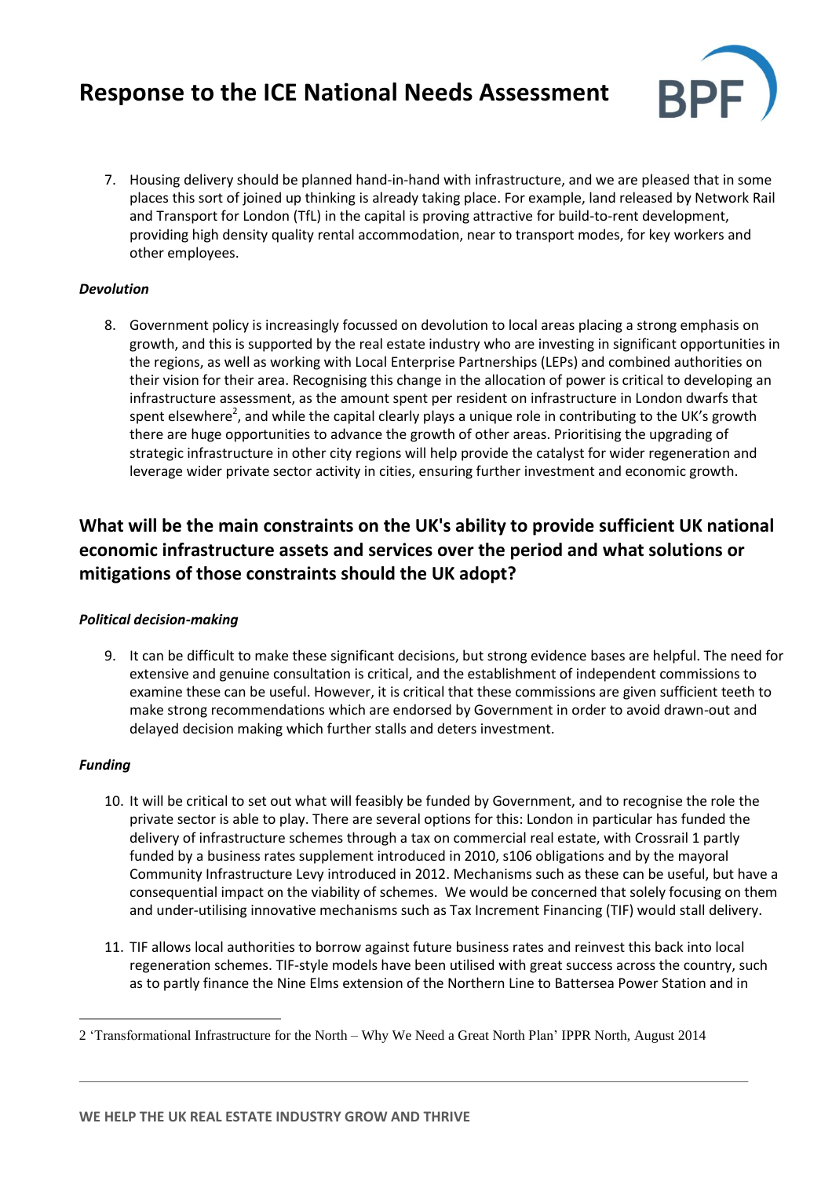7. Housing delivery should be planned hand-in-hand with infrastructure, and we are pleased that in some places this sort of joined up thinking is already taking place. For example, land released by Network Rail and Transport for London (TfL) in the capital is proving attractive for build-to-rent development, providing high density quality rental accommodation, near to transport modes, for key workers and other employees.

***Devolution***

8. Government policy is increasingly focussed on devolution to local areas placing a strong emphasis on growth, and this is supported by the real estate industry who are investing in significant opportunities in the regions, as well as working with Local Enterprise Partnerships (LEPs) and combined authorities on their vision for their area. Recognising this change in the allocation of power is critical to developing an infrastructure assessment, as the amount spent per resident on infrastructure in London dwarfs that spent elsewhere[2], and while the capital clearly plays a unique role in contributing to the UK's growth there are huge opportunities to advance the growth of other areas. Prioritising the upgrading of strategic infrastructure in other city regions will help provide the catalyst for wider regeneration and leverage wider private sector activity in cities, ensuring further investment and economic growth.

## What will be the main constraints on the UK's ability to provide sufficient UK national economic infrastructure assets and services over the period and what solutions or mitigations of those constraints should the UK adopt?

***Political decision-making***

9. It can be difficult to make these significant decisions, but strong evidence bases are helpful. The need for extensive and genuine consultation is critical, and the establishment of independent commissions to examine these can be useful. However, it is critical that these commissions are given sufficient teeth to make strong recommendations which are endorsed by Government in order to avoid drawn-out and delayed decision making which further stalls and deters investment.

***Funding***

10. It will be critical to set out what will feasibly be funded by Government, and to recognise the role the private sector is able to play. There are several options for this: London in particular has funded the delivery of infrastructure schemes through a tax on commercial real estate, with Crossrail 1 partly funded by a business rates supplement introduced in 2010, s106 obligations and by the mayoral Community Infrastructure Levy introduced in 2012. Mechanisms such as these can be useful, but have a consequential impact on the viability of schemes. We would be concerned that solely focusing on them and under-utilising innovative mechanisms such as Tax Increment Financing (TIF) would stall delivery.

11. TIF allows local authorities to borrow against future business rates and reinvest this back into local regeneration schemes. TIF-style models have been utilised with great success across the country, such as to partly finance the Nine Elms extension of the Northern Line to Battersea Power Station and in

---

2 'Transformational Infrastructure for the North – Why We Need a Great North Plan' IPPR North, August 2014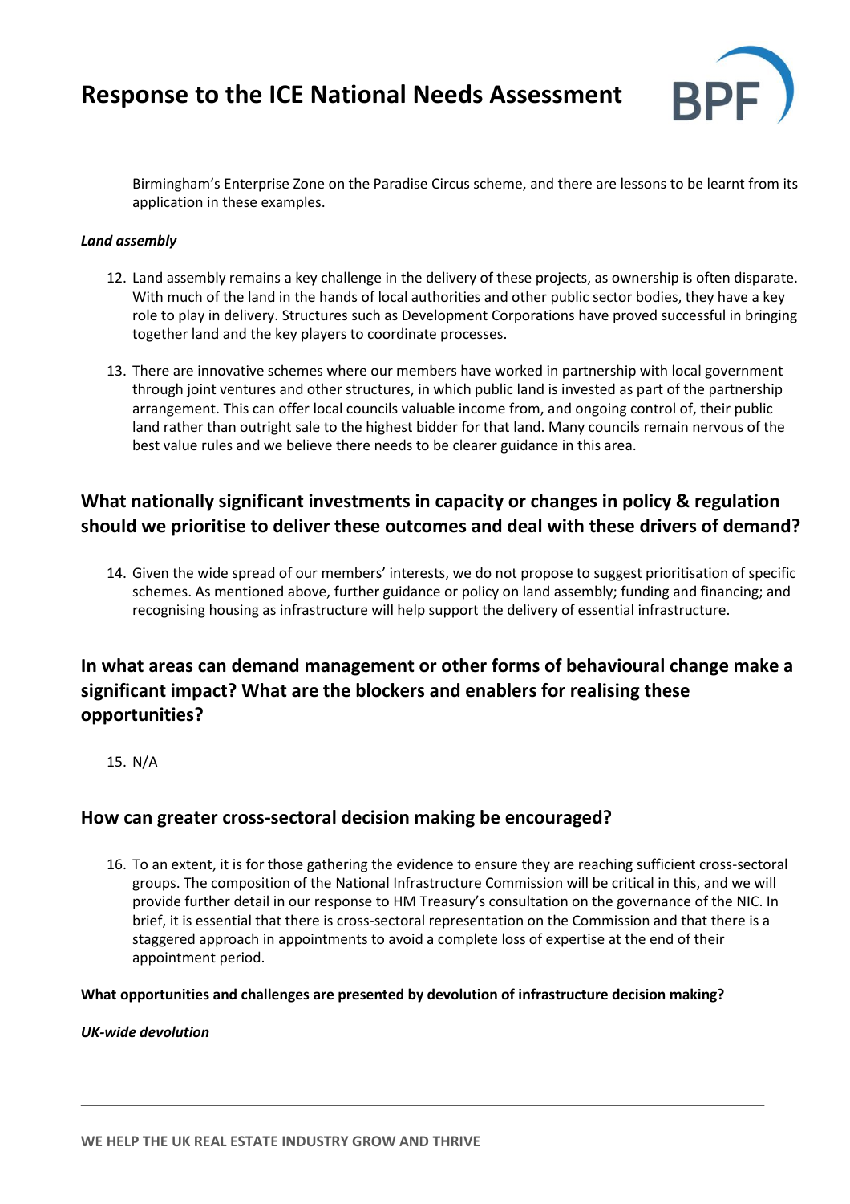Birmingham's Enterprise Zone on the Paradise Circus scheme, and there are lessons to be learnt from its application in these examples.

***Land assembly***

12. Land assembly remains a key challenge in the delivery of these projects, as ownership is often disparate. With much of the land in the hands of local authorities and other public sector bodies, they have a key role to play in delivery. Structures such as Development Corporations have proved successful in bringing together land and the key players to coordinate processes.

13. There are innovative schemes where our members have worked in partnership with local government through joint ventures and other structures, in which public land is invested as part of the partnership arrangement. This can offer local councils valuable income from, and ongoing control of, their public land rather than outright sale to the highest bidder for that land. Many councils remain nervous of the best value rules and we believe there needs to be clearer guidance in this area.

## What nationally significant investments in capacity or changes in policy & regulation should we prioritise to deliver these outcomes and deal with these drivers of demand?

14. Given the wide spread of our members' interests, we do not propose to suggest prioritisation of specific schemes. As mentioned above, further guidance or policy on land assembly; funding and financing; and recognising housing as infrastructure will help support the delivery of essential infrastructure.

## In what areas can demand management or other forms of behavioural change make a significant impact? What are the blockers and enablers for realising these opportunities?

15. N/A

## How can greater cross-sectoral decision making be encouraged?

16. To an extent, it is for those gathering the evidence to ensure they are reaching sufficient cross-sectoral groups. The composition of the National Infrastructure Commission will be critical in this, and we will provide further detail in our response to HM Treasury's consultation on the governance of the NIC. In brief, it is essential that there is cross-sectoral representation on the Commission and that there is a staggered approach in appointments to avoid a complete loss of expertise at the end of their appointment period.

**What opportunities and challenges are presented by devolution of infrastructure decision making?**

***UK-wide devolution***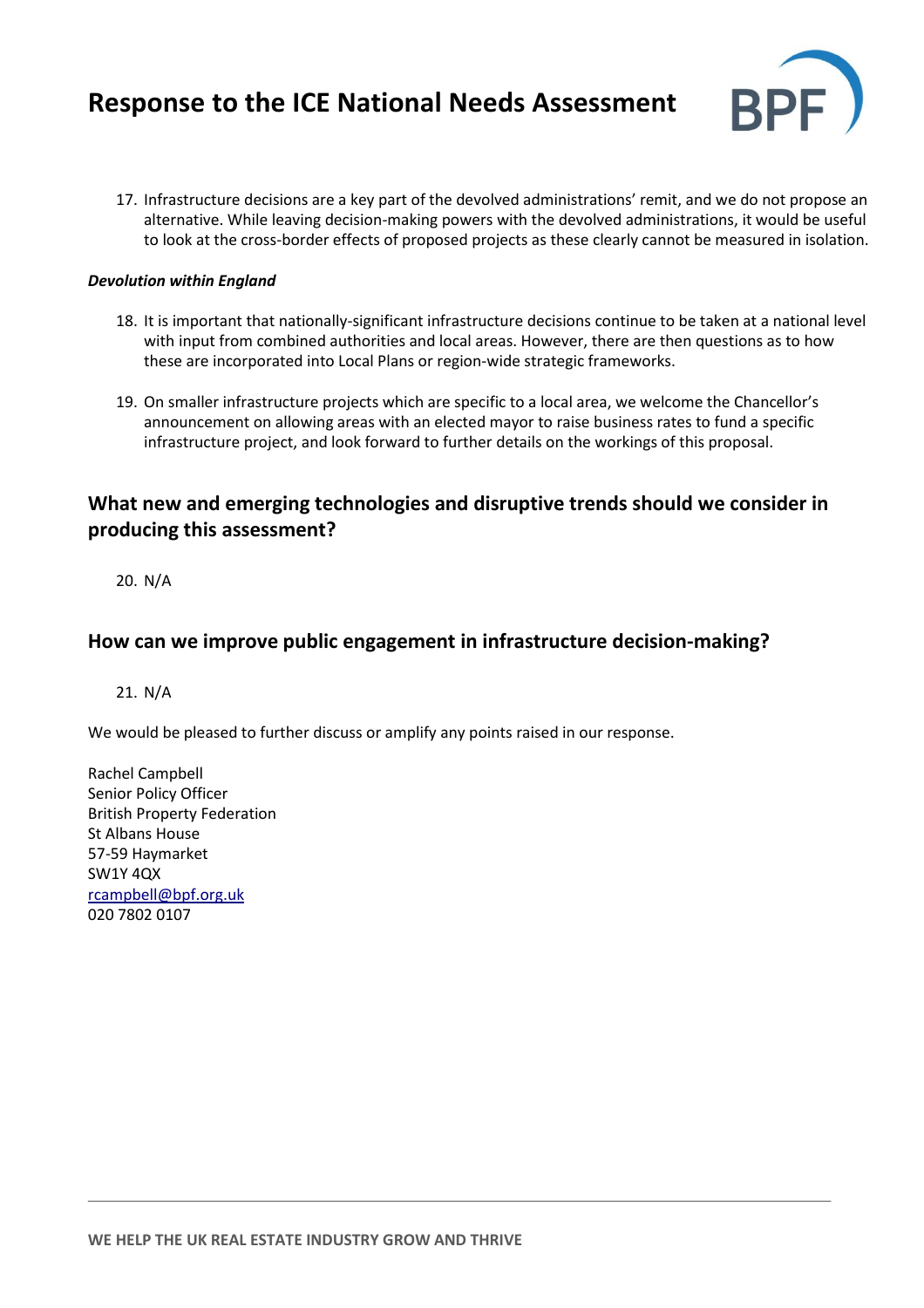17. Infrastructure decisions are a key part of the devolved administrations' remit, and we do not propose an alternative. While leaving decision-making powers with the devolved administrations, it would be useful to look at the cross-border effects of proposed projects as these clearly cannot be measured in isolation.

***Devolution within England***

18. It is important that nationally-significant infrastructure decisions continue to be taken at a national level with input from combined authorities and local areas. However, there are then questions as to how these are incorporated into Local Plans or region-wide strategic frameworks.

19. On smaller infrastructure projects which are specific to a local area, we welcome the Chancellor's announcement on allowing areas with an elected mayor to raise business rates to fund a specific infrastructure project, and look forward to further details on the workings of this proposal.

## What new and emerging technologies and disruptive trends should we consider in producing this assessment?

20. N/A

## How can we improve public engagement in infrastructure decision-making?

21. N/A

We would be pleased to further discuss or amplify any points raised in our response.

Rachel Campbell
Senior Policy Officer
British Property Federation
St Albans House
57-59 Haymarket
SW1Y 4QX
rcampbell@bpf.org.uk
020 7802 0107